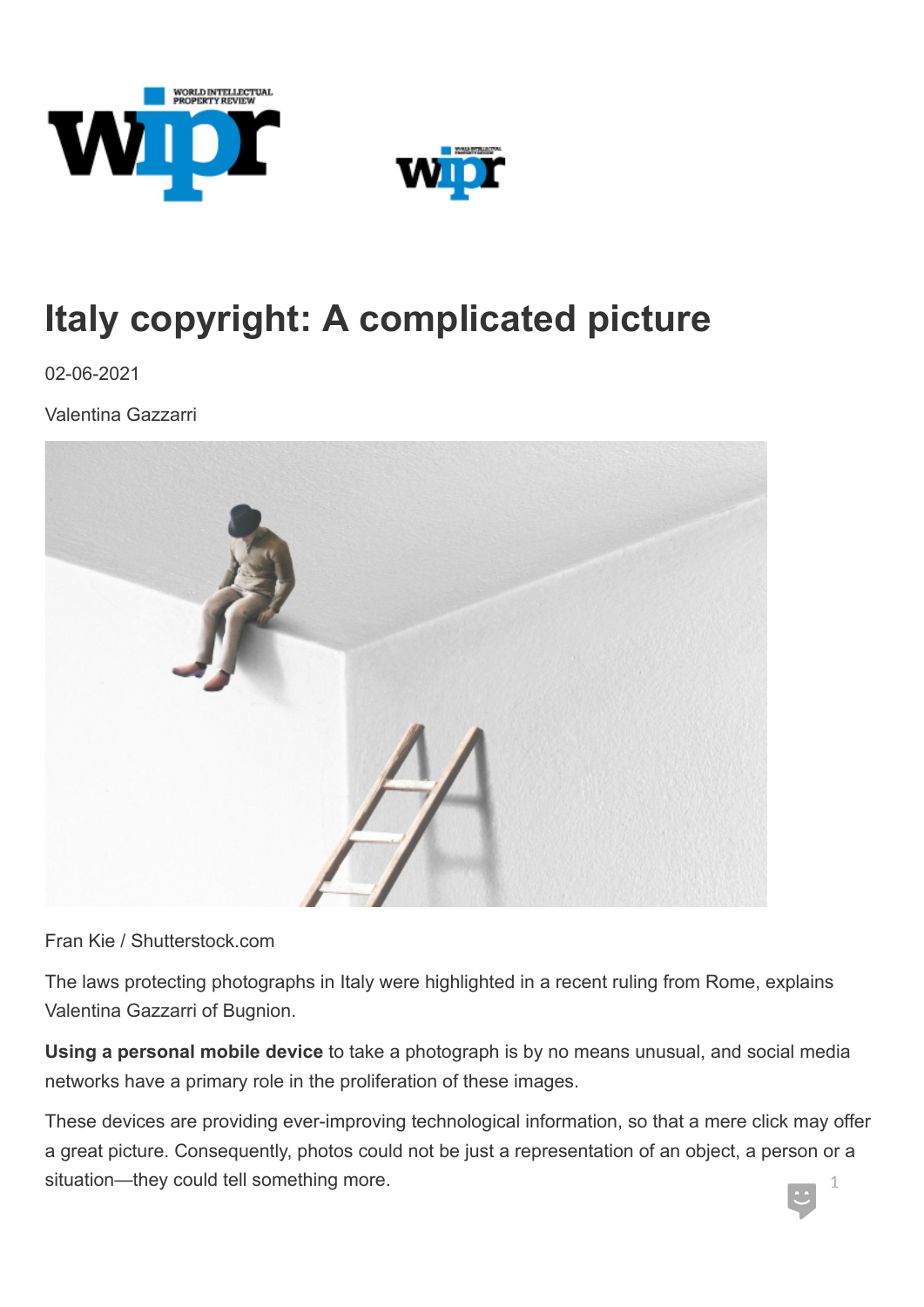# Italy copyright: A complicated picture

02-06-2021

Valentina Gazzarri

Fran Kie / Shutterstock.com

The laws protecting photographs in Italy were highlighted in a recent ruling from Rome, explains Valentina Gazzarri of Bugnion.

**Using a personal mobile device** to take a photograph is by no means unusual, and social media networks have a primary role in the proliferation of these images.

These devices are providing ever-improving technological information, so that a mere click may offer a great picture. Consequently, photos could not be just a representation of an object, a person or a situation—they could tell something more.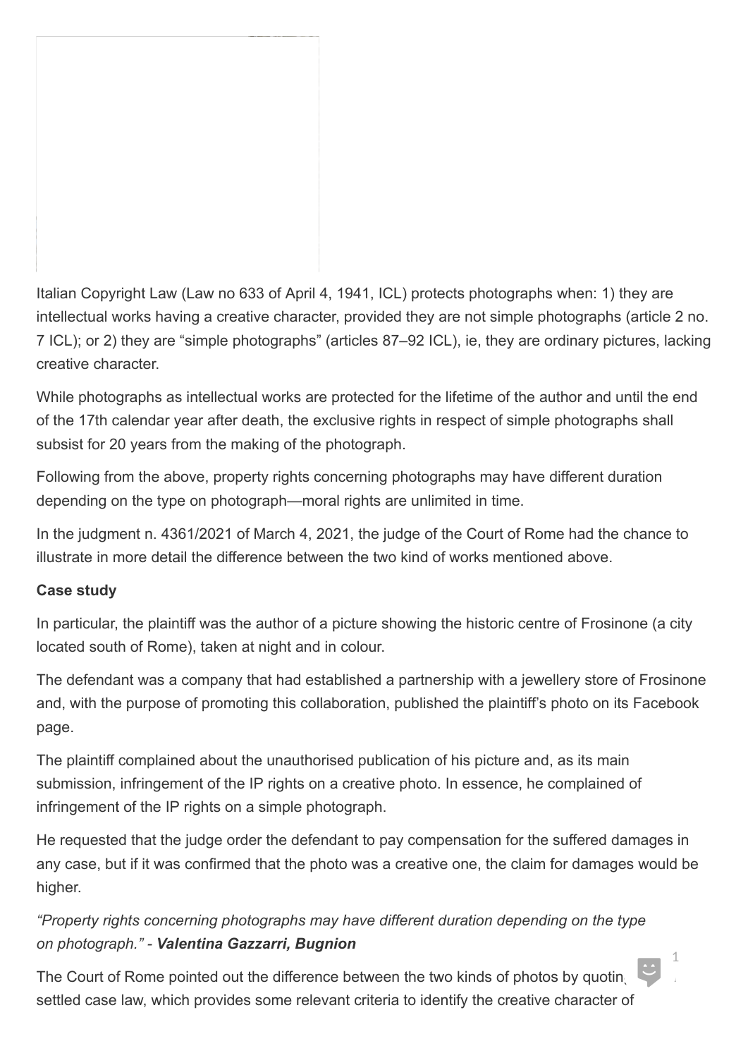Italian Copyright Law (Law no 633 of April 4, 1941, ICL) protects photographs when: 1) they are intellectual works having a creative character, provided they are not simple photographs (article 2 no. 7 ICL); or 2) they are “simple photographs” (articles 87–92 ICL), ie, they are ordinary pictures, lacking creative character.

While photographs as intellectual works are protected for the lifetime of the author and until the end of the 17th calendar year after death, the exclusive rights in respect of simple photographs shall subsist for 20 years from the making of the photograph.

Following from the above, property rights concerning photographs may have different duration depending on the type on photograph—moral rights are unlimited in time.

In the judgment n. 4361/2021 of March 4, 2021, the judge of the Court of Rome had the chance to illustrate in more detail the difference between the two kind of works mentioned above.

**Case study**

In particular, the plaintiff was the author of a picture showing the historic centre of Frosinone (a city located south of Rome), taken at night and in colour.

The defendant was a company that had established a partnership with a jewellery store of Frosinone and, with the purpose of promoting this collaboration, published the plaintiff’s photo on its Facebook page.

The plaintiff complained about the unauthorised publication of his picture and, as its main submission, infringement of the IP rights on a creative photo. In essence, he complained of infringement of the IP rights on a simple photograph.

He requested that the judge order the defendant to pay compensation for the suffered damages in any case, but if it was confirmed that the photo was a creative one, the claim for damages would be higher.

*“Property rights concerning photographs may have different duration depending on the type on photograph.” - **Valentina Gazzarri, Bugnion***

The Court of Rome pointed out the difference between the two kinds of photos by quoting settled case law, which provides some relevant criteria to identify the creative character of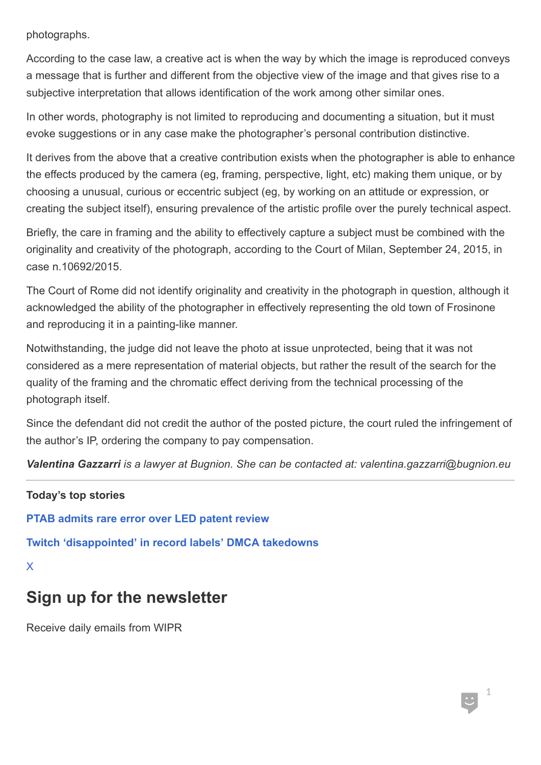photographs.

According to the case law, a creative act is when the way by which the image is reproduced conveys a message that is further and different from the objective view of the image and that gives rise to a subjective interpretation that allows identification of the work among other similar ones.

In other words, photography is not limited to reproducing and documenting a situation, but it must evoke suggestions or in any case make the photographer's personal contribution distinctive.

It derives from the above that a creative contribution exists when the photographer is able to enhance the effects produced by the camera (eg, framing, perspective, light, etc) making them unique, or by choosing a unusual, curious or eccentric subject (eg, by working on an attitude or expression, or creating the subject itself), ensuring prevalence of the artistic profile over the purely technical aspect.

Briefly, the care in framing and the ability to effectively capture a subject must be combined with the originality and creativity of the photograph, according to the Court of Milan, September 24, 2015, in case n.10692/2015.

The Court of Rome did not identify originality and creativity in the photograph in question, although it acknowledged the ability of the photographer in effectively representing the old town of Frosinone and reproducing it in a painting-like manner.

Notwithstanding, the judge did not leave the photo at issue unprotected, being that it was not considered as a mere representation of material objects, but rather the result of the search for the quality of the framing and the chromatic effect deriving from the technical processing of the photograph itself.

Since the defendant did not credit the author of the posted picture, the court ruled the infringement of the author's IP, ordering the company to pay compensation.

***Valentina Gazzarri*** *is a lawyer at Bugnion. She can be contacted at: valentina.gazzarri@bugnion.eu*

---

**Today's top stories**

**PTAB admits rare error over LED patent review**

**Twitch 'disappointed' in record labels' DMCA takedowns**

X

## Sign up for the newsletter

Receive daily emails from WIPR